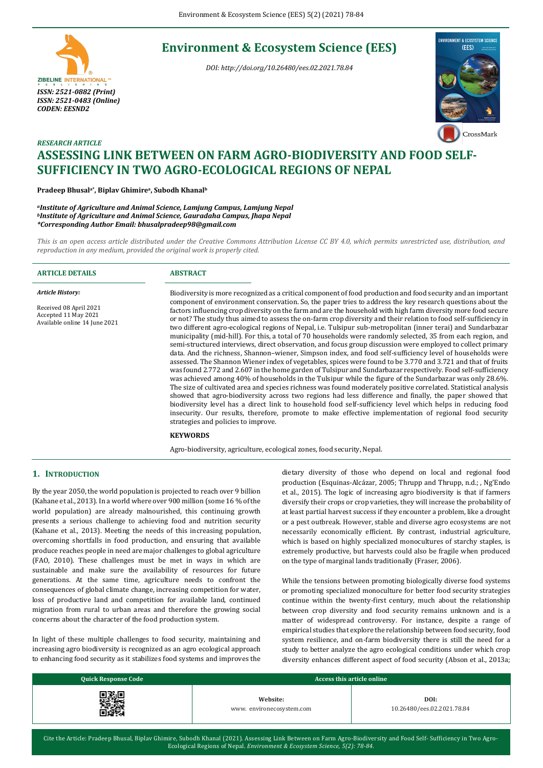# Environment & Ecosystem Science (EES)

*DOI: http://doi.org/10.26480/ees.02.2021.78.84*

*ISSN: 2521-0882 (Print)*
*ISSN: 2521-0483 (Online)*
*CODEN: EESND2*

*RESEARCH ARTICLE*

# ASSESSING LINK BETWEEN ON FARM AGRO-BIODIVERSITY AND FOOD SELF-SUFFICIENCY IN TWO AGRO-ECOLOGICAL REGIONS OF NEPAL

**Pradeep Bhusal[a*], Biplav Ghimire[a], Subodh Khanal[b]**

*[a]Institute of Agriculture and Animal Science, Lamjung Campus, Lamjung Nepal*
*[b]Institute of Agriculture and Animal Science, Gauradaha Campus, Jhapa Nepal*
*\*Corresponding Author Email: bhusalpradeep98@gmail.com*

*This is an open access article distributed under the Creative Commons Attribution License CC BY 4.0, which permits unrestricted use, distribution, and reproduction in any medium, provided the original work is properly cited.*

**ARTICLE DETAILS**

*Article History:*

Received 08 April 2021
Accepted 11 May 2021
Available online 14 June 2021

**ABSTRACT**

Biodiversity is more recognized as a critical component of food production and food security and an important component of environment conservation. So, the paper tries to address the key research questions about the factors influencing crop diversity on the farm and are the household with high farm diversity more food secure or not? The study thus aimed to assess the on-farm crop diversity and their relation to food self-sufficiency in two different agro-ecological regions of Nepal, i.e. Tulsipur sub-metropolitan (inner terai) and Sundarbazar municipality (mid-hill). For this, a total of 70 households were randomly selected, 35 from each region, and semi-structured interviews, direct observation, and focus group discussion were employed to collect primary data. And the richness, Shannon–wiener, Simpson index, and food self-sufficiency level of households were assessed. The Shannon Wiener index of vegetables, spices were found to be 3.770 and 3.721 and that of fruits was found 2.772 and 2.607 in the home garden of Tulsipur and Sundarbazar respectively. Food self-sufficiency was achieved among 40% of households in the Tulsipur while the figure of the Sundarbazar was only 28.6%. The size of cultivated area and species richness was found moderately positive correlated. Statistical analysis showed that agro-biodiversity across two regions had less difference and finally, the paper showed that biodiversity level has a direct link to household food self-sufficiency level which helps in reducing food insecurity. Our results, therefore, promote to make effective implementation of regional food security strategies and policies to improve.

**KEYWORDS**

Agro-biodiversity, agriculture, ecological zones, food security, Nepal.

## 1. INTRODUCTION

By the year 2050, the world population is projected to reach over 9 billion (Kahane et al., 2013). In a world where over 900 million (some 16 % of the world population) are already malnourished, this continuing growth presents a serious challenge to achieving food and nutrition security (Kahane et al., 2013). Meeting the needs of this increasing population, overcoming shortfalls in food production, and ensuring that available produce reaches people in need are major challenges to global agriculture (FAO, 2010). These challenges must be met in ways in which are sustainable and make sure the availability of resources for future generations. At the same time, agriculture needs to confront the consequences of global climate change, increasing competition for water, loss of productive land and competition for available land, continued migration from rural to urban areas and therefore the growing social concerns about the character of the food production system.

In light of these multiple challenges to food security, maintaining and increasing agro biodiversity is recognized as an agro ecological approach to enhancing food security as it stabilizes food systems and improves the dietary diversity of those who depend on local and regional food production (Esquinas-Alcázar, 2005; Thrupp and Thrupp, n.d.; , Ng'Endo et al., 2015). The logic of increasing agro biodiversity is that if farmers diversify their crops or crop varieties, they will increase the probability of at least partial harvest success if they encounter a problem, like a drought or a pest outbreak. However, stable and diverse agro ecosystems are not necessarily economically efficient. By contrast, industrial agriculture, which is based on highly specialized monocultures of starchy staples, is extremely productive, but harvests could also be fragile when produced on the type of marginal lands traditionally (Fraser, 2006).

While the tensions between promoting biologically diverse food systems or promoting specialized monoculture for better food security strategies continue within the twenty-first century, much about the relationship between crop diversity and food security remains unknown and is a matter of widespread controversy. For instance, despite a range of empirical studies that explore the relationship between food security, food system resilience, and on-farm biodiversity there is still the need for a study to better analyze the agro ecological conditions under which crop diversity enhances different aspect of food security (Abson et al., 2013a;

| Quick Response Code | Access this article online | |
|---|---|---|
| | **Website:** www. environecosystem.com | **DOI:** 10.26480/ees.02.2021.78.84 |

Cite the Article: Pradeep Bhusal, Biplav Ghimire, Subodh Khanal (2021). Assessing Link Between on Farm Agro-Biodiversity and Food Self- Sufficiency in Two Agro-Ecological Regions of Nepal. *Environment & Ecosystem Science, 5(2): 78-84.*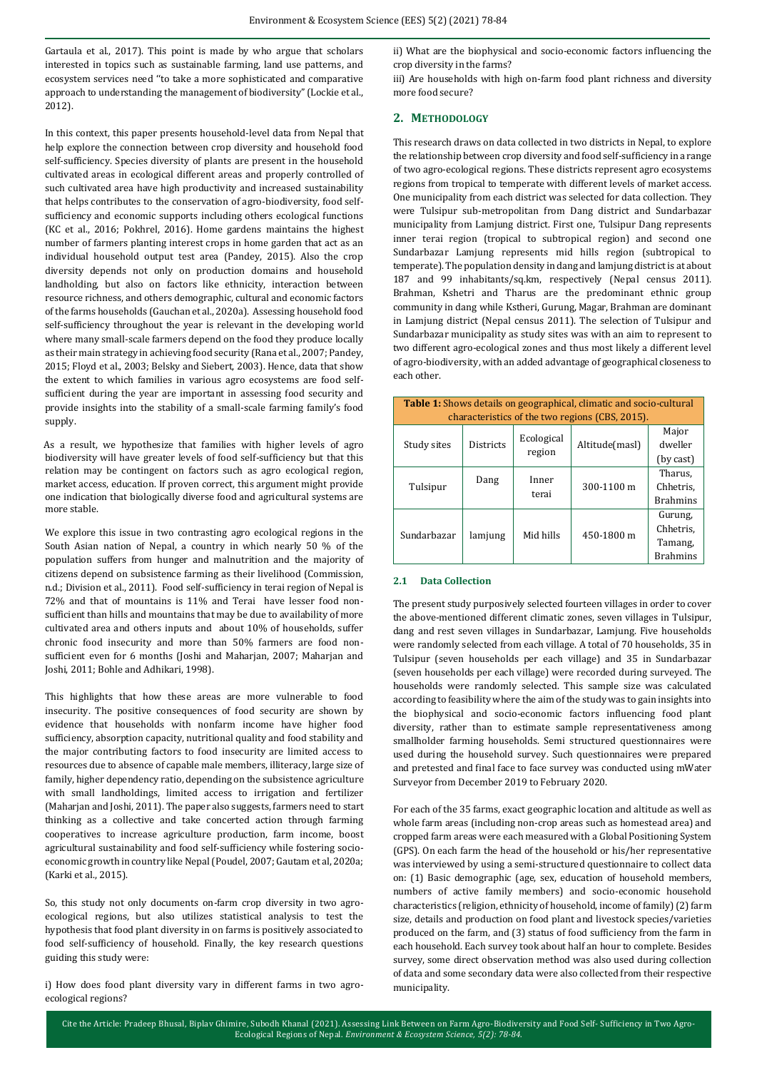Gartaula et al., 2017). This point is made by who argue that scholars interested in topics such as sustainable farming, land use patterns, and ecosystem services need "to take a more sophisticated and comparative approach to understanding the management of biodiversity" (Lockie et al., 2012).

In this context, this paper presents household-level data from Nepal that help explore the connection between crop diversity and household food self-sufficiency. Species diversity of plants are present in the household cultivated areas in ecological different areas and properly controlled of such cultivated area have high productivity and increased sustainability that helps contributes to the conservation of agro-biodiversity, food self-sufficiency and economic supports including others ecological functions (KC et al., 2016; Pokhrel, 2016). Home gardens maintains the highest number of farmers planting interest crops in home garden that act as an individual household output test area (Pandey, 2015). Also the crop diversity depends not only on production domains and household landholding, but also on factors like ethnicity, interaction between resource richness, and others demographic, cultural and economic factors of the farms households (Gauchan et al., 2020a). Assessing household food self-sufficiency throughout the year is relevant in the developing world where many small-scale farmers depend on the food they produce locally as their main strategy in achieving food security (Rana et al., 2007; Pandey, 2015; Floyd et al., 2003; Belsky and Siebert, 2003). Hence, data that show the extent to which families in various agro ecosystems are food self-sufficient during the year are important in assessing food security and provide insights into the stability of a small-scale farming family's food supply.

As a result, we hypothesize that families with higher levels of agro biodiversity will have greater levels of food self-sufficiency but that this relation may be contingent on factors such as agro ecological region, market access, education. If proven correct, this argument might provide one indication that biologically diverse food and agricultural systems are more stable.

We explore this issue in two contrasting agro ecological regions in the South Asian nation of Nepal, a country in which nearly 50 % of the population suffers from hunger and malnutrition and the majority of citizens depend on subsistence farming as their livelihood (Commission, n.d.; Division et al., 2011). Food self-sufficiency in terai region of Nepal is 72% and that of mountains is 11% and Terai have lesser food non-sufficient than hills and mountains that may be due to availability of more cultivated area and others inputs and about 10% of households, suffer chronic food insecurity and more than 50% farmers are food non-sufficient even for 6 months (Joshi and Maharjan, 2007; Maharjan and Joshi, 2011; Bohle and Adhikari, 1998).

This highlights that how these areas are more vulnerable to food insecurity. The positive consequences of food security are shown by evidence that households with nonfarm income have higher food sufficiency, absorption capacity, nutritional quality and food stability and the major contributing factors to food insecurity are limited access to resources due to absence of capable male members, illiteracy, large size of family, higher dependency ratio, depending on the subsistence agriculture with small landholdings, limited access to irrigation and fertilizer (Maharjan and Joshi, 2011). The paper also suggests, farmers need to start thinking as a collective and take concerted action through farming cooperatives to increase agriculture production, farm income, boost agricultural sustainability and food self-sufficiency while fostering socio-economic growth in country like Nepal (Poudel, 2007; Gautam et al, 2020a; (Karki et al., 2015).

So, this study not only documents on-farm crop diversity in two agro-ecological regions, but also utilizes statistical analysis to test the hypothesis that food plant diversity in on farms is positively associated to food self-sufficiency of household. Finally, the key research questions guiding this study were:

i) How does food plant diversity vary in different farms in two agro-ecological regions?

ii) What are the biophysical and socio-economic factors influencing the crop diversity in the farms?

iii) Are households with high on-farm food plant richness and diversity more food secure?

## 2. Methodology

This research draws on data collected in two districts in Nepal, to explore the relationship between crop diversity and food self-sufficiency in a range of two agro-ecological regions. These districts represent agro ecosystems regions from tropical to temperate with different levels of market access. One municipality from each district was selected for data collection. They were Tulsipur sub-metropolitan from Dang district and Sundarbazar municipality from Lamjung district. First one, Tulsipur Dang represents inner terai region (tropical to subtropical region) and second one Sundarbazar Lamjung represents mid hills region (subtropical to temperate). The population density in dang and lamjung district is at about 187 and 99 inhabitants/sq.km, respectively (Nepal census 2011). Brahman, Kshetri and Tharus are the predominant ethnic group community in dang while Kstheri, Gurung, Magar, Brahman are dominant in Lamjung district (Nepal census 2011). The selection of Tulsipur and Sundarbazar municipality as study sites was with an aim to represent to two different agro-ecological zones and thus most likely a different level of agro-biodiversity, with an added advantage of geographical closeness to each other.

**Table 1:** Shows details on geographical, climatic and socio-cultural characteristics of the two regions (CBS, 2015).

| Study sites | Districts | Ecological region | Altitude(masl) | Major dweller (by cast) |
|---|---|---|---|---|
| Tulsipur | Dang | Inner terai | 300-1100 m | Tharus, Chhetris, Brahmins |
| Sundarbazar | lamjung | Mid hills | 450-1800 m | Gurung, Chhetris, Tamang, Brahmins |

### 2.1 Data Collection

The present study purposively selected fourteen villages in order to cover the above-mentioned different climatic zones, seven villages in Tulsipur, dang and rest seven villages in Sundarbazar, Lamjung. Five households were randomly selected from each village. A total of 70 households, 35 in Tulsipur (seven households per each village) and 35 in Sundarbazar (seven households per each village) were recorded during surveyed. The households were randomly selected. This sample size was calculated according to feasibility where the aim of the study was to gain insights into the biophysical and socio-economic factors influencing food plant diversity, rather than to estimate sample representativeness among smallholder farming households. Semi structured questionnaires were used during the household survey. Such questionnaires were prepared and pretested and final face to face survey was conducted using mWater Surveyor from December 2019 to February 2020.

For each of the 35 farms, exact geographic location and altitude as well as whole farm areas (including non-crop areas such as homestead area) and cropped farm areas were each measured with a Global Positioning System (GPS). On each farm the head of the household or his/her representative was interviewed by using a semi-structured questionnaire to collect data on: (1) Basic demographic (age, sex, education of household members, numbers of active family members) and socio-economic household characteristics (religion, ethnicity of household, income of family) (2) farm size, details and production on food plant and livestock species/varieties produced on the farm, and (3) status of food sufficiency from the farm in each household. Each survey took about half an hour to complete. Besides survey, some direct observation method was also used during collection of data and some secondary data were also collected from their respective municipality.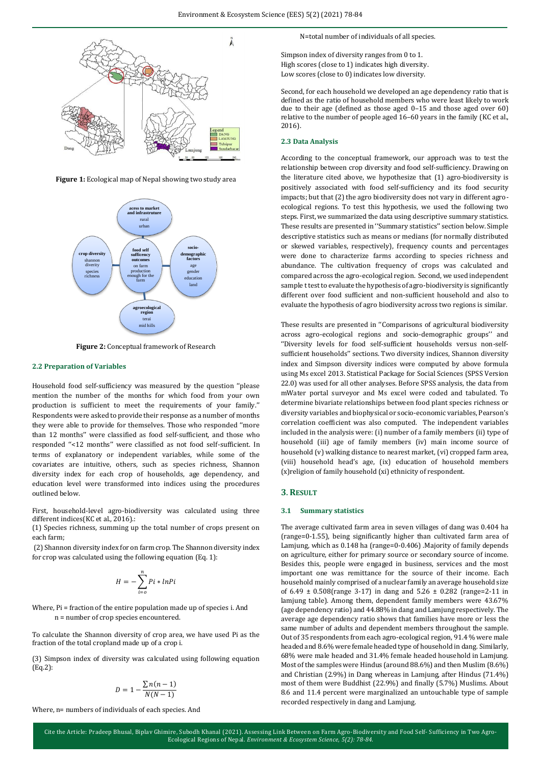Figure 1: Ecological map of Nepal showing two study area

Figure 2: Conceptual framework of Research

### 2.2 Preparation of Variables

Household food self-sufficiency was measured by the question ''please mention the number of the months for which food from your own production is sufficient to meet the requirements of your family.'' Respondents were asked to provide their response as a number of months they were able to provide for themselves. Those who responded ''more than 12 months'' were classified as food self-sufficient, and those who responded ''<12 months'' were classified as not food self-sufficient. In terms of explanatory or independent variables, while some of the covariates are intuitive, others, such as species richness, Shannon diversity index for each crop of households, age dependency, and education level were transformed into indices using the procedures outlined below.

First, household-level agro-biodiversity was calculated using three different indices(KC et al., 2016).:

(1) Species richness, summing up the total number of crops present on each farm;

(2) Shannon diversity index for on farm crop. The Shannon diversity index for crop was calculated using the following equation (Eq. 1):

$$H = -\sum_{i=o}^{n} Pi * lnPi$$

Where, Pi = fraction of the entire population made up of species i. And n = number of crop species encountered.

To calculate the Shannon diversity of crop area, we have used Pi as the fraction of the total cropland made up of a crop i.

(3) Simpson index of diversity was calculated using following equation (Eq.2):

$$D = 1 - \frac{\sum n(n-1)}{N(N-1)}$$

Where, n= numbers of individuals of each species. And

N=total number of individuals of all species.

Simpson index of diversity ranges from 0 to 1.
High scores (close to 1) indicates high diversity.
Low scores (close to 0) indicates low diversity.

Second, for each household we developed an age dependency ratio that is defined as the ratio of household members who were least likely to work due to their age (defined as those aged 0–15 and those aged over 60) relative to the number of people aged 16–60 years in the family (KC et al., 2016).

### 2.3 Data Analysis

According to the conceptual framework, our approach was to test the relationship between crop diversity and food self-sufficiency. Drawing on the literature cited above, we hypothesize that (1) agro-biodiversity is positively associated with food self-sufficiency and its food security impacts; but that (2) the agro biodiversity does not vary in different agro-ecological regions. To test this hypothesis, we used the following two steps. First, we summarized the data using descriptive summary statistics. These results are presented in ''Summary statistics'' section below. Simple descriptive statistics such as means or medians (for normally distributed or skewed variables, respectively), frequency counts and percentages were done to characterize farms according to species richness and abundance. The cultivation frequency of crops was calculated and compared across the agro-ecological region. Second, we used independent sample t test to evaluate the hypothesis of agro-biodiversity is significantly different over food sufficient and non-sufficient household and also to evaluate the hypothesis of agro biodiversity across two regions is similar.

These results are presented in ''Comparisons of agricultural biodiversity across agro-ecological regions and socio-demographic groups'' and ''Diversity levels for food self-sufficient households versus non-self-sufficient households'' sections. Two diversity indices, Shannon diversity index and Simpson diversity indices were computed by above formula using Ms excel 2013. Statistical Package for Social Sciences (SPSS Version 22.0) was used for all other analyses. Before SPSS analysis, the data from mWater portal surveyor and Ms excel were coded and tabulated. To determine bivariate relationships between food plant species richness or diversity variables and biophysical or socio-economic variables, Pearson's correlation coefficient was also computed. The independent variables included in the analysis were: (i) number of a family members (ii) type of household (iii) age of family members (iv) main income source of household (v) walking distance to nearest market, (vi) cropped farm area, (viii) household head's age, (ix) education of household members (x)religion of family household (xi) ethnicity of respondent.

## 3. Result

### 3.1 Summary statistics

The average cultivated farm area in seven villages of dang was 0.404 ha (range=0-1.55), being significantly higher than cultivated farm area of Lamjung, which as 0.148 ha (range=0-0.406) .Majority of family depends on agriculture, either for primary source or secondary source of income. Besides this, people were engaged in business, services and the most important one was remittance for the source of their income. Each household mainly comprised of a nuclear family an average household size of 6.49 ± 0.508(range 3-17) in dang and 5.26 ± 0.282 (range=2-11 in lamjung table). Among them, dependent family members were 43.67% (age dependency ratio) and 44.88% in dang and Lamjung respectively. The average age dependency ratio shows that families have more or less the same number of adults and dependent members throughout the sample. Out of 35 respondents from each agro-ecological region, 91.4 % were male headed and 8.6% were female headed type of household in dang. Similarly, 68% were male headed and 31.4% female headed household in Lamjung. Most of the samples were Hindus (around 88.6%) and then Muslim (8.6%) and Christian (2.9%) in Dang whereas in Lamjung, after Hindus (71.4%) most of them were Buddhist (22.9%) and finally (5.7%) Muslims. About 8.6 and 11.4 percent were marginalized an untouchable type of sample recorded respectively in dang and Lamjung.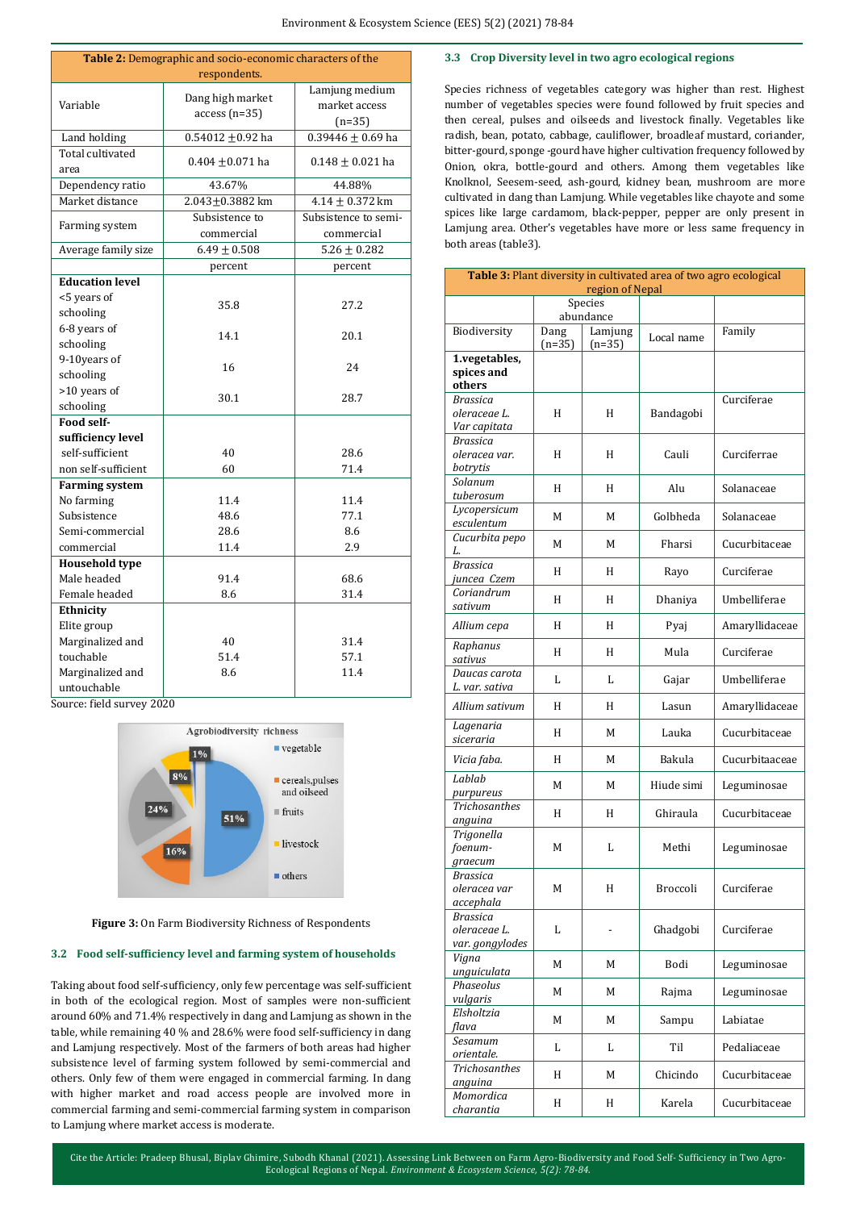**Table 2:** Demographic and socio-economic characters of the respondents.

| Variable | Dang high market access (n=35) | Lamjung medium market access (n=35) |
|---|---|---|
| Land holding | 0.54012 ±0.92 ha | 0.39446 ± 0.69 ha |
| Total cultivated area | 0.404 ±0.071 ha | 0.148 ± 0.021 ha |
| Dependency ratio | 43.67% | 44.88% |
| Market distance | 2.043±0.3882 km | 4.14 ± 0.372 km |
| Farming system | Subsistence to commercial | Subsistence to semi-commercial |
| Average family size | 6.49 ± 0.508 | 5.26 ± 0.282 |
| | percent | percent |
| **Education level** | | |
| <5 years of schooling | 35.8 | 27.2 |
| 6-8 years of schooling | 14.1 | 20.1 |
| 9-10years of schooling | 16 | 24 |
| >10 years of schooling | 30.1 | 28.7 |
| **Food self-sufficiency level** | | |
| self-sufficient | 40 | 28.6 |
| non self-sufficient | 60 | 71.4 |
| **Farming system** | | |
| No farming | 11.4 | 11.4 |
| Subsistence | 48.6 | 77.1 |
| Semi-commercial | 28.6 | 8.6 |
| commercial | 11.4 | 2.9 |
| **Household type** | | |
| Male headed | 91.4 | 68.6 |
| Female headed | 8.6 | 31.4 |
| **Ethnicity** | | |
| Elite group | 40 | 31.4 |
| Marginalized and touchable | 51.4 | 57.1 |
| Marginalized and untouchable | 8.6 | 11.4 |

Source: field survey 2020

**Figure 3:** On Farm Biodiversity Richness of Respondents

### 3.2 Food self-sufficiency level and farming system of households

Taking about food self-sufficiency, only few percentage was self-sufficient in both of the ecological region. Most of samples were non-sufficient around 60% and 71.4% respectively in dang and Lamjung as shown in the table, while remaining 40 % and 28.6% were food self-sufficiency in dang and Lamjung respectively. Most of the farmers of both areas had higher subsistence level of farming system followed by semi-commercial and others. Only few of them were engaged in commercial farming. In dang with higher market and road access people are involved more in commercial farming and semi-commercial farming system in comparison to Lamjung where market access is moderate.

### 3.3 Crop Diversity level in two agro ecological regions

Species richness of vegetables category was higher than rest. Highest number of vegetables species were found followed by fruit species and then cereal, pulses and oilseeds and livestock finally. Vegetables like radish, bean, potato, cabbage, cauliflower, broadleaf mustard, coriander, bitter-gourd, sponge -gourd have higher cultivation frequency followed by Onion, okra, bottle-gourd and others. Among them vegetables like Knolknol, Seesem-seed, ash-gourd, kidney bean, mushroom are more cultivated in dang than Lamjung. While vegetables like chayote and some spices like large cardamom, black-pepper, pepper are only present in Lamjung area. Other's vegetables have more or less same frequency in both areas (table3).

**Table 3:** Plant diversity in cultivated area of two agro ecological region of Nepal

| Biodiversity | Species abundance | | Local name | Family |
|---|---|---|---|---|
| | Dang (n=35) | Lamjung (n=35) | | |
| **1.vegetables, spices and others** | | | | |
| *Brassica oleraceae L. Var capitata* | H | H | Bandagobi | Curciferae |
| *Brassica oleracea var. botrytis* | H | H | Cauli | Curciferrae |
| *Solanum tuberosum* | H | H | Alu | Solanaceae |
| *Lycopersicum esculentum* | M | M | Golbheda | Solanaceae |
| *Cucurbita pepo L.* | M | M | Fharsi | Cucurbitaceae |
| *Brassica juncea Czem* | H | H | Rayo | Curciferae |
| *Coriandrum sativum* | H | H | Dhaniya | Umbelliferae |
| *Allium cepa* | H | H | Pyaj | Amaryllidaceae |
| *Raphanus sativus* | H | H | Mula | Curciferae |
| *Daucas carota L. var. sativa* | L | L | Gajar | Umbelliferae |
| *Allium sativum* | H | H | Lasun | Amaryllidaceae |
| *Lagenaria siceraria* | H | M | Lauka | Cucurbitaceae |
| *Vicia faba.* | H | M | Bakula | Cucurbitaaceae |
| *Lablab purpureus* | M | M | Hiude simi | Leguminosae |
| *Trichosanthes anguina* | H | H | Ghiraula | Cucurbitaceae |
| *Trigonella foenum-graecum* | M | L | Methi | Leguminosae |
| *Brassica oleracea var accephala* | M | H | Broccoli | Curciferae |
| *Brassica oleraceae L. var. gongylodes* | L | - | Ghadgobi | Curciferae |
| *Vigna unguiculata* | M | M | Bodi | Leguminosae |
| *Phaseolus vulgaris* | M | M | Rajma | Leguminosae |
| *Elsholtzia flava* | M | M | Sampu | Labiatae |
| *Sesamum orientale.* | L | L | Til | Pedaliaceae |
| *Trichosanthes anguina* | H | M | Chicindo | Cucurbitaceae |
| *Momordica charantia* | H | H | Karela | Cucurbitaceae |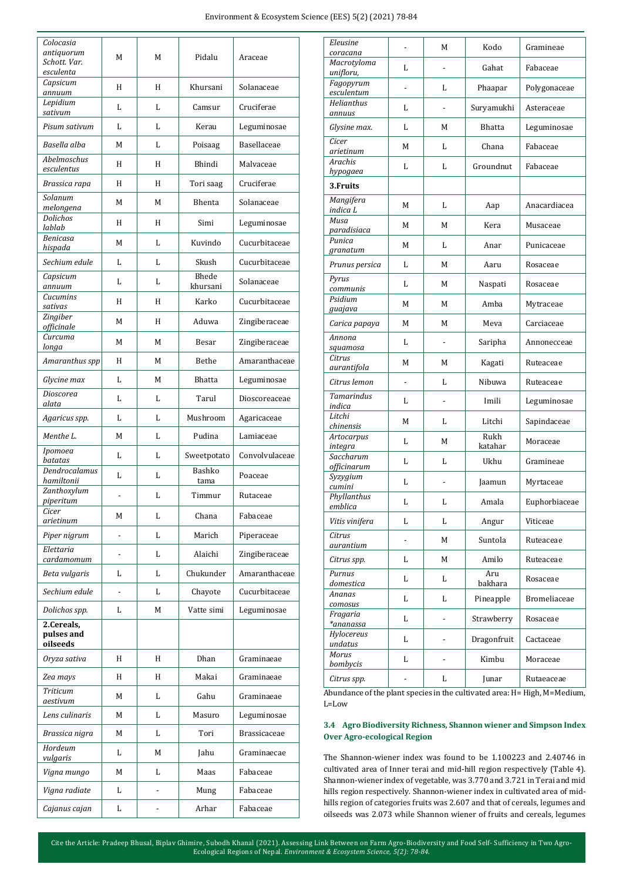| | | | | |
|---|---|---|---|---|
| *Colocasia antiquorum Schott. Var. esculenta* | M | M | Pidalu | Araceae |
| *Capsicum annuum* | H | H | Khursani | Solanaceae |
| *Lepidium sativum* | L | L | Camsur | Cruciferae |
| *Pisum sativum* | L | L | Kerau | Leguminosae |
| *Basella alba* | M | L | Poisaag | Basellaceae |
| *Abelmoschus esculentus* | H | H | Bhindi | Malvaceae |
| *Brassica rapa* | H | H | Tori saag | Cruciferae |
| *Solanum melongena* | M | M | Bhenta | Solanaceae |
| *Dolichos lablab* | H | H | Simi | Leguminosae |
| *Benicasa hispada* | M | L | Kuvindo | Cucurbitaceae |
| *Sechium edule* | L | L | Skush | Cucurbitaceae |
| *Capsicum annuum* | L | L | Bhede khursani | Solanaceae |
| *Cucumins sativas* | H | H | Karko | Cucurbitaceae |
| *Zingiber officinale* | M | H | Aduwa | Zingiberaceae |
| *Curcuma longa* | M | M | Besar | Zingiberaceae |
| *Amaranthus spp* | H | M | Bethe | Amaranthaceae |
| *Glycine max* | L | M | Bhatta | Leguminosae |
| *Dioscorea alata* | L | L | Tarul | Dioscoreaceae |
| *Agaricus spp.* | L | L | Mushroom | Agaricaceae |
| *Menthe L.* | M | L | Pudina | Lamiaceae |
| *Ipomoea batatas* | L | L | Sweetpotato | Convolvulaceae |
| *Dendrocalamus hamiltonii* | L | L | Bashko tama | Poaceae |
| *Zanthoxylum piperitum* | - | L | Timmur | Rutaceae |
| *Cicer arietinum* | M | L | Chana | Fabaceae |
| *Piper nigrum* | - | L | Marich | Piperaceae |
| *Elettaria cardamomum* | - | L | Alaichi | Zingiberaceae |
| *Beta vulgaris* | L | L | Chukunder | Amaranthaceae |
| *Sechium edule* | - | L | Chayote | Cucurbitaceae |
| *Dolichos spp.* | L | M | Vatte simi | Leguminosae |
| **2.Cereals, pulses and oilseeds** | | | | |
| *Oryza sativa* | H | H | Dhan | Graminaeae |
| *Zea mays* | H | H | Makai | Graminaeae |
| *Triticum aestivum* | M | L | Gahu | Graminaeae |
| *Lens culinaris* | M | L | Masuro | Leguminosae |
| *Brassica nigra* | M | L | Tori | Brassicaceae |
| *Hordeum vulgaris* | L | M | Jahu | Graminaecae |
| *Vigna mungo* | M | L | Maas | Fabaceae |
| *Vigna radiate* | L | - | Mung | Fabaceae |
| *Cajanus cajan* | L | - | Arhar | Fabaceae |
| *Eleusine coracana* | - | M | Kodo | Gramineae |
| *Macrotyloma unifloru,* | L | - | Gahat | Fabaceae |
| *Fagopyrum esculentum* | - | L | Phaapar | Polygonaceae |
| *Helianthus annuus* | L | - | Suryamukhi | Asteraceae |
| *Glysine max.* | L | M | Bhatta | Leguminosae |
| *Cicer arietinum* | M | L | Chana | Fabaceae |
| *Arachis hypogaea* | L | L | Groundnut | Fabaceae |
| **3.Fruits** | | | | |
| *Mangifera indica L* | M | L | Aap | Anacardiacea |
| *Musa paradisiaca* | M | M | Kera | Musaceae |
| *Punica granatum* | M | L | Anar | Punicaceae |
| *Prunus persica* | L | M | Aaru | Rosaceae |
| *Pyrus communis* | L | M | Naspati | Rosaceae |
| *Psidium guajava* | M | M | Amba | Mytraceae |
| *Carica papaya* | M | M | Meva | Carciaceae |
| *Annona squamosa* | L | - | Saripha | Annonecceae |
| *Citrus aurantifola* | M | M | Kagati | Ruteaceae |
| *Citrus lemon* | - | L | Nibuwa | Ruteaceae |
| *Tamarindus indica* | L | - | Imili | Leguminosae |
| *Litchi chinensis* | M | L | Litchi | Sapindaceae |
| *Artocarpus integra* | L | M | Rukh katahar | Moraceae |
| *Saccharum officinarum* | L | L | Ukhu | Gramineae |
| *Syzygium cumini* | L | - | Jaamun | Myrtaceae |
| *Phyllanthus emblica* | L | L | Amala | Euphorbiaceae |
| *Vitis vinifera* | L | L | Angur | Viticeae |
| *Citrus aurantium* | - | M | Suntola | Ruteaceae |
| *Citrus spp.* | L | M | Amilo | Ruteaceae |
| *Purnus domestica* | L | L | Aru bakhara | Rosaceae |
| *Ananas comosus* | L | L | Pineapple | Bromeliaceae |
| *Fragaria \*ananassa* | L | - | Strawberry | Rosaceae |
| *Hylocereus undatus* | L | - | Dragonfruit | Cactaceae |
| *Morus bombycis* | L | - | Kimbu | Moraceae |
| *Citrus spp.* | - | L | Junar | Rutaeaceae |

Abundance of the plant species in the cultivated area: H= High, M=Medium, L=Low

### 3.4 Agro Biodiversity Richness, Shannon wiener and Simpson Index Over Agro-ecological Region

The Shannon-wiener index was found to be 1.100223 and 2.40746 in cultivated area of Inner terai and mid-hill region respectively (Table 4). Shannon-wiener index of vegetable, was 3.770 and 3.721 in Terai and mid hills region respectively. Shannon-wiener index in cultivated area of mid-hills region of categories fruits was 2.607 and that of cereals, legumes and oilseeds was 2.073 while Shannon wiener of fruits and cereals, legumes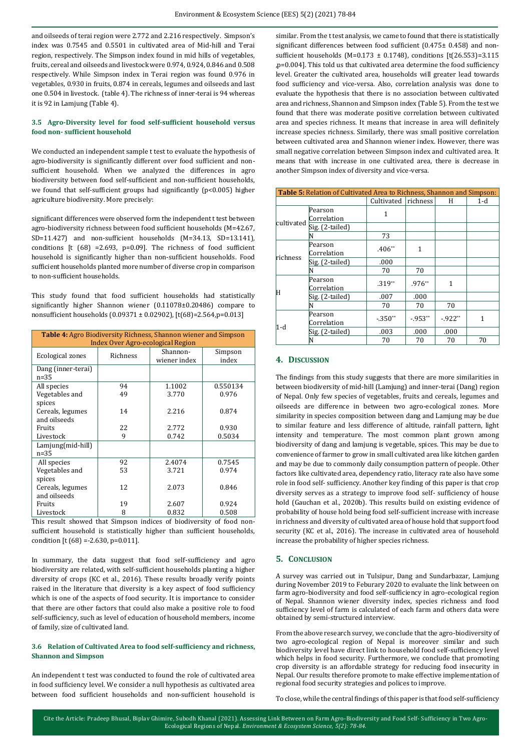and oilseeds of terai region were 2.772 and 2.216 respectively. Simpson's index was 0.7545 and 0.5501 in cultivated area of Mid-hill and Terai region, respectively. The Simpson index found in mid hills of vegetables, fruits, cereal and oilseeds and livestock were 0.974, 0.924, 0.846 and 0.508 respectively. While Simpson index in Terai region was found 0.976 in vegetables, 0.930 in fruits, 0.874 in cereals, legumes and oilseeds and last one 0.504 in livestock. (table 4). The richness of inner-terai is 94 whereas it is 92 in Lamjung (Table 4).

### 3.5 Agro-Diversity level for food self-sufficient household versus food non- sufficient household

We conducted an independent sample t test to evaluate the hypothesis of agro-biodiversity is significantly different over food sufficient and non-sufficient household. When we analyzed the differences in agro biodiversity between food self-sufficient and non-sufficient households, we found that self-sufficient groups had significantly ($p<0.005$) higher agriculture biodiversity. More precisely:

significant differences were observed form the independent t test between agro-biodiversity richness between food sufficient households (M=42.67, SD=11.427) and non-sufficient households (M=34.13, SD=13.141), conditions [t (68) =2.693, p=0.09]. The richness of food sufficient household is significantly higher than non-sufficient households. Food sufficient households planted more number of diverse crop in comparison to non-sufficient households.

This study found that food sufficient households had statistically significantly higher Shannon wiener (0.11078±0.20486) compare to nonsufficient households (0.09371 ± 0.02902), [t(68)=2.564,p=0.013]

**Table 4:** Agro Biodiversity Richness, Shannon wiener and Simpson Index Over Agro-ecological Region

| Ecological zones | Richness | Shannon-wiener index | Simpson index |
|---|---|---|---|
| Dang (inner-terai) n=35 | | | |
| All species | 94 | 1.1002 | 0.550134 |
| Vegetables and spices | 49 | 3.770 | 0.976 |
| Cereals, legumes and oilseeds | 14 | 2.216 | 0.874 |
| Fruits | 22 | 2.772 | 0.930 |
| Livestock | 9 | 0.742 | 0.5034 |
| Lamjung(mid-hill) n=35 | | | |
| All species | 92 | 2.4074 | 0.7545 |
| Vegetables and spices | 53 | 3.721 | 0.974 |
| Cereals, legumes and oilseeds | 12 | 2.073 | 0.846 |
| Fruits | 19 | 2.607 | 0.924 |
| Livestock | 8 | 0.832 | 0.508 |

This result showed that Simpson indices of biodiversity of food non-sufficient household is statistically higher than sufficient households, condition [t (68) =-2.630, p=0.011].

In summary, the data suggest that food self-sufficiency and agro biodiversity are related, with self-sufficient households planting a higher diversity of crops (KC et al., 2016). These results broadly verify points raised in the literature that diversity is a key aspect of food sufficiency which is one of the aspects of food security. It is importance to consider that there are other factors that could also make a positive role to food self-sufficiency, such as level of education of household members, income of family, size of cultivated land.

### 3.6 Relation of Cultivated Area to food self-sufficiency and richness, Shannon and Simpson

An independent t test was conducted to found the role of cultivated area in food sufficiency level. We consider a null hypothesis as cultivated area between food sufficient households and non-sufficient household is similar. From the t test analysis, we came to found that there is statistically significant differences between food sufficient (0.475± 0.458) and non-sufficient households (M=0.173 ± 0.1748), conditions [t(26.553)=3.115 ,p=0.004]. This told us that cultivated area determine the food sufficiency level. Greater the cultivated area, households will greater lead towards food sufficiency and vice-versa. Also, correlation analysis was done to evaluate the hypothesis that there is no association between cultivated area and richness, Shannon and Simpson index (Table 5). From the test we found that there was moderate positive correlation between cultivated area and species richness. It means that increase in area will definitely increase species richness. Similarly, there was small positive correlation between cultivated area and Shannon wiener index. However, there was small negative correlation between Simpson index and cultivated area. It means that with increase in one cultivated area, there is decrease in another Simpson index of diversity and vice-versa.

**Table 5:** Relation of Cultivated Area to Richness, Shannon and Simpson:

| | | Cultivated | richness | H | 1-d |
|---|---|---|---|---|---|
| cultivated | Pearson Correlation | 1 | | | |
| | Sig. (2-tailed) | | | | |
| | N | 73 | | | |
| richness | Pearson Correlation | .406** | 1 | | |
| | Sig. (2-tailed) | .000 | | | |
| | N | 70 | 70 | | |
| H | Pearson Correlation | .319** | .976** | 1 | |
| | Sig. (2-tailed) | .007 | .000 | | |
| | N | 70 | 70 | 70 | |
| 1-d | Pearson Correlation | -.350** | -.953** | -.922** | 1 |
| | Sig. (2-tailed) | .003 | .000 | .000 | |
| | N | 70 | 70 | 70 | 70 |

## 4. Discussion

The findings from this study suggests that there are more similarities in between biodiversity of mid-hill (Lamjung) and inner-terai (Dang) region of Nepal. Only few species of vegetables, fruits and cereals, legumes and oilseeds are difference in between two agro-ecological zones. More similarity in species composition between dang and Lamjung may be due to similar feature and less difference of altitude, rainfall pattern, light intensity and temperature. The most common plant grown among biodiversity of dang and lamjung is vegetable, spices. This may be due to convenience of farmer to grow in small cultivated area like kitchen garden and may be due to commonly daily consumption pattern of people. Other factors like cultivated area, dependency ratio, literacy rate also have some role in food self- sufficiency. Another key finding of this paper is that crop diversity serves as a strategy to improve food self- sufficiency of house hold (Gauchan et al., 2020b). This results build on existing evidence of probability of house hold being food self-sufficient increase with increase in richness and diversity of cultivated area of house hold that support food security (KC et al., 2016). The increase in cultivated area of household increase the probability of higher species richness.

## 5. Conclusion

A survey was carried out in Tulsipur, Dang and Sundarbazar, Lamjung during November 2019 to Feburary 2020 to evaluate the link between on farm agro-biodiversity and food self-sufficiency in agro-ecological region of Nepal. Shannon wiener diversity index, species richness and food sufficiency level of farm is calculated of each farm and others data were obtained by semi-structured interview.

From the above research survey, we conclude that the agro-biodiversity of two agro-ecological region of Nepal is moreover similar and such biodiversity level have direct link to household food self-sufficiency level which helps in food security. Furthermore, we conclude that promoting crop diversity is an affordable strategy for reducing food insecurity in Nepal. Our results therefore promote to make effective implementation of regional food security strategies and polices to improve.

To close, while the central findings of this paper is that food self-sufficiency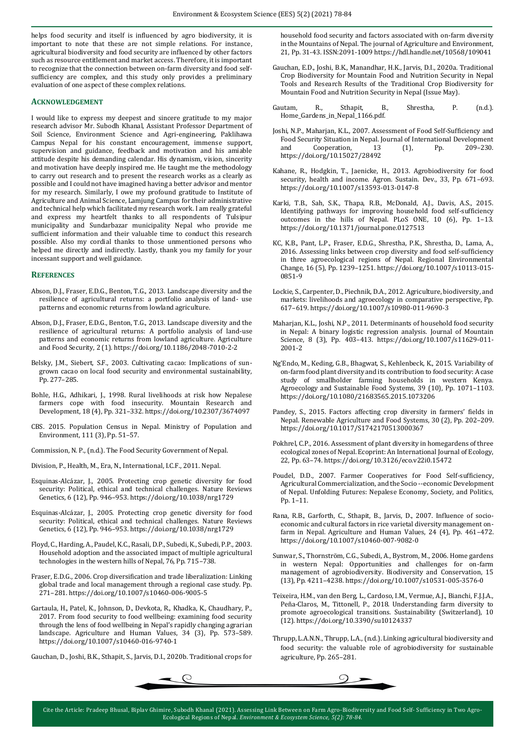helps food security and itself is influenced by agro biodiversity, it is important to note that these are not simple relations. For instance, agricultural biodiversity and food security are influenced by other factors such as resource entitlement and market access. Therefore, it is important to recognize that the connection between on-farm diversity and food self-sufficiency are complex, and this study only provides a preliminary evaluation of one aspect of these complex relations.

## Acknowledgement

I would like to express my deepest and sincere gratitude to my major research advisor Mr. Subodh Khanal, Assistant Professor Department of Soil Science, Environment Science and Agri-engineering, Paklihawa Campus Nepal for his constant encouragement, immense support, supervision and guidance, feedback and motivation and his amiable attitude despite his demanding calendar. His dynamism, vision, sincerity and motivation have deeply inspired me. He taught me the methodology to carry out research and to present the research works as a clearly as possible and I could not have imagined having a better advisor and mentor for my research. Similarly, I owe my profound gratitude to Institute of Agriculture and Animal Science, Lamjung Campus for their administrative and technical help which facilitated my research work. I am really grateful and express my heartfelt thanks to all respondents of Tulsipur municipality and Sundarbazar municipality Nepal who provide me sufficient information and their valuable time to conduct this research possible. Also my cordial thanks to those unmentioned persons who helped me directly and indirectly. Lastly, thank you my family for your incessant support and well guidance.

## References

Abson, D.J., Fraser, E.D.G., Benton, T.G., 2013. Landscape diversity and the resilience of agricultural returns: a portfolio analysis of land- use patterns and economic returns from lowland agriculture.

Abson, D.J., Fraser, E.D.G., Benton, T.G., 2013. Landscape diversity and the resilience of agricultural returns: A portfolio analysis of land-use patterns and economic returns from lowland agriculture. Agriculture and Food Security, 2 (1). https://doi.org/10.1186/2048-7010-2-2

Belsky, J.M., Siebert, S.F., 2003. Cultivating cacao: Implications of sun-grown cacao on local food security and environmental sustainability, Pp. 277–285.

Bohle, H.G., Adhikari, J., 1998. Rural livelihoods at risk how Nepalese farmers cope with food insecurity. Mountain Research and Development, 18 (4), Pp. 321–332. https://doi.org/10.2307/3674097

CBS. 2015. Population Census in Nepal. Ministry of Population and Environment, 111 (3), Pp. 51–57.

Commission, N. P., (n.d.). The Food Security Government of Nepal.

Division, P., Health, M., Era, N., International, I.C.F., 2011. Nepal.

Esquinas-Alcázar, J., 2005. Protecting crop genetic diversity for food security: Political, ethical and technical challenges. Nature Reviews Genetics, 6 (12), Pp. 946–953. https://doi.org/10.1038/nrg1729

Esquinas-Alcázar, J., 2005. Protecting crop genetic diversity for food security: Political, ethical and technical challenges. Nature Reviews Genetics, 6 (12), Pp. 946–953. https://doi.org/10.1038/nrg1729

Floyd, C., Harding, A., Paudel, K.C., Rasali, D.P., Subedi, K., Subedi, P.P., 2003. Household adoption and the associated impact of multiple agricultural technologies in the western hills of Nepal, 76, Pp. 715–738.

Fraser, E.D.G., 2006. Crop diversification and trade liberalization: Linking global trade and local management through a regional case study. Pp. 271–281. https://doi.org/10.1007/s10460-006-9005-5

Gartaula, H., Patel, K., Johnson, D., Devkota, R., Khadka, K., Chaudhary, P., 2017. From food security to food wellbeing: examining food security through the lens of food wellbeing in Nepal's rapidly changing agrarian landscape. Agriculture and Human Values, 34 (3), Pp. 573–589. https://doi.org/10.1007/s10460-016-9740-1

Gauchan, D., Joshi, B.K., Sthapit, S., Jarvis, D.I., 2020b. Traditional crops for household food security and factors associated with on-farm diversity in the Mountains of Nepal. The journal of Agriculture and Environment, 21, Pp. 31-43. ISSN:2091-1009 https://hdl.handle.net/10568/109041

Gauchan, E.D., Joshi, B.K., Manandhar, H.K., Jarvis, D.I., 2020a. Traditional Crop Biodiversity for Mountain Food and Nutrition Security in Nepal Tools and Research Results of the Traditional Crop Biodiversity for Mountain Food and Nutrition Security in Nepal (Issue May).

Gautam, R., Sthapit, B., Shrestha, P. (n.d.). Home_Gardens_in_Nepal_1166.pdf.

Joshi, N.P., Maharjan, K.L., 2007. Assessment of Food Self-Sufficiency and Food Security Situation in Nepal. Journal of International Development and Cooperation, 13 (1), Pp. 209–230. https://doi.org/10.15027/28492

Kahane, R., Hodgkin, T., Jaenicke, H., 2013. Agrobiodiversity for food security, health and income. Agron. Sustain. Dev., 33, Pp. 671–693. https://doi.org/10.1007/s13593-013-0147-8

Karki, T.B., Sah, S.K., Thapa, R.B., McDonald, A.J., Davis, A.S., 2015. Identifying pathways for improving household food self-sufficiency outcomes in the hills of Nepal. PLoS ONE, 10 (6), Pp. 1–13. https://doi.org/10.1371/journal.pone.0127513

KC, K.B., Pant, L.P., Fraser, E.D.G., Shrestha, P.K., Shrestha, D., Lama, A., 2016. Assessing links between crop diversity and food self-sufficiency in three agroecological regions of Nepal. Regional Environmental Change, 16 (5), Pp. 1239–1251. https://doi.org/10.1007/s10113-015-0851-9

Lockie, S., Carpenter, D., Piechnik, D.A., 2012. Agriculture, biodiversity, and markets: livelihoods and agroecology in comparative perspective, Pp. 617–619. https://doi.org/10.1007/s10980-011-9690-3

Maharjan, K.L., Joshi, N.P., 2011. Determinants of household food security in Nepal: A binary logistic regression analysis. Journal of Mountain Science, 8 (3), Pp. 403–413. https://doi.org/10.1007/s11629-011-2001-2

Ng'Endo, M., Keding, G.B., Bhagwat, S., Kehlenbeck, K., 2015. Variability of on-farm food plant diversity and its contribution to food security: A case study of smallholder farming households in western Kenya. Agroecology and Sustainable Food Systems, 39 (10), Pp. 1071–1103. https://doi.org/10.1080/21683565.2015.1073206

Pandey, S., 2015. Factors affecting crop diversity in farmers' fields in Nepal. Renewable Agriculture and Food Systems, 30 (2), Pp. 202–209. https://doi.org/10.1017/S1742170513000367

Pokhrel, C.P., 2016. Assessment of plant diversity in homegardens of three ecological zones of Nepal. Ecoprint: An International Journal of Ecology, 22, Pp. 63–74. https://doi.org/10.3126/eco.v22i0.15472

Poudel, D.D., 2007. Farmer Cooperatives for Food Self-sufficiency, Agricultural Commercialization, and the Socio --economic Development of Nepal. Unfolding Futures: Nepalese Economy, Society, and Politics, Pp. 1–11.

Rana, R.B., Garforth, C., Sthapit, B., Jarvis, D., 2007. Influence of socio-economic and cultural factors in rice varietal diversity management on-farm in Nepal. Agriculture and Human Values, 24 (4), Pp. 461–472. https://doi.org/10.1007/s10460-007-9082-0

Sunwar, S., Thornström, C.G., Subedi, A., Bystrom, M., 2006. Home gardens in western Nepal: Opportunities and challenges for on-farm management of agrobiodiversity. Biodiversity and Conservation, 15 (13), Pp. 4211–4238. https://doi.org/10.1007/s10531-005-3576-0

Teixeira, H.M., van den Berg, L., Cardoso, I.M., Vermue, A.J., Bianchi, F.J.J.A., Peña-Claros, M., Tittonell, P., 2018. Understanding farm diversity to promote agroecological transitions. Sustainability (Switzerland), 10 (12). https://doi.org/10.3390/su10124337

Thrupp, L.A.N.N., Thrupp, L.A., (n.d.). Linking agricultural biodiversity and food security: the valuable role of agrobiodiversity for sustainable agriculture, Pp. 265–281.